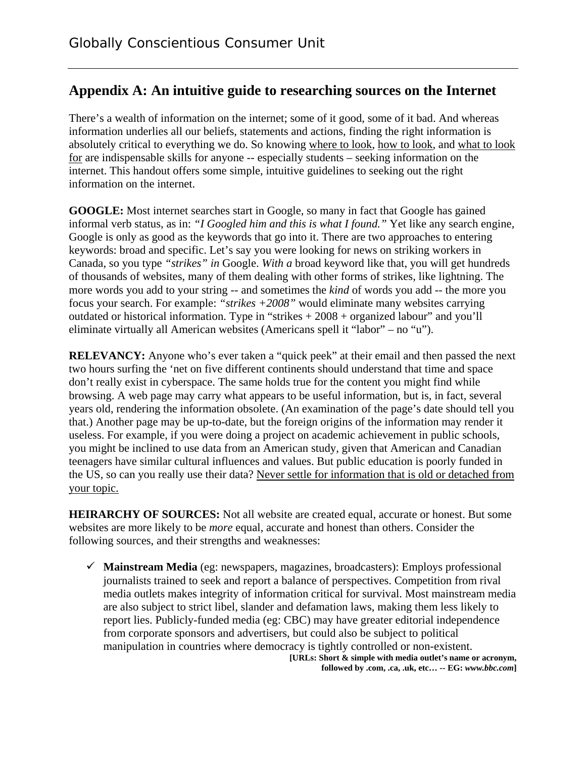# Appendix A: An intuitive guide to researching sources on the Internet

There's a wealth of information on the internet; some of it good, some of it bad. And whereas information underlies all our beliefs, statements and actions, finding the right information is absolutely critical to everything we do. So knowing <u>where to look</u>, <u>how to look</u>, and <u>what to look for</u> are indispensable skills for anyone -- especially students – seeking information on the internet. This handout offers some simple, intuitive guidelines to seeking out the right information on the internet.

**GOOGLE:** Most internet searches start in Google, so many in fact that Google has gained informal verb status, as in: *"I Googled him and this is what I found."* Yet like any search engine, Google is only as good as the keywords that go into it. There are two approaches to entering keywords: broad and specific. Let's say you were looking for news on striking workers in Canada, so you type *"strikes" in* Google. *With a* broad keyword like that, you will get hundreds of thousands of websites, many of them dealing with other forms of strikes, like lightning. The more words you add to your string -- and sometimes the *kind* of words you add -- the more you focus your search. For example: *"strikes +2008"* would eliminate many websites carrying outdated or historical information. Type in "strikes + 2008 + organized labour" and you'll eliminate virtually all American websites (Americans spell it "labor" – no "u").

**RELEVANCY:** Anyone who's ever taken a "quick peek" at their email and then passed the next two hours surfing the 'net on five different continents should understand that time and space don't really exist in cyberspace. The same holds true for the content you might find while browsing. A web page may carry what appears to be useful information, but is, in fact, several years old, rendering the information obsolete. (An examination of the page's date should tell you that.) Another page may be up-to-date, but the foreign origins of the information may render it useless. For example, if you were doing a project on academic achievement in public schools, you might be inclined to use data from an American study, given that American and Canadian teenagers have similar cultural influences and values. But public education is poorly funded in the US, so can you really use their data? <u>Never settle for information that is old or detached from your topic.</u>

**HEIRARCHY OF SOURCES:** Not all website are created equal, accurate or honest. But some websites are more likely to be *more* equal, accurate and honest than others. Consider the following sources, and their strengths and weaknesses:

- ✓ **Mainstream Media** (eg: newspapers, magazines, broadcasters): Employs professional journalists trained to seek and report a balance of perspectives. Competition from rival media outlets makes integrity of information critical for survival. Most mainstream media are also subject to strict libel, slander and defamation laws, making them less likely to report lies. Publicly-funded media (eg: CBC) may have greater editorial independence from corporate sponsors and advertisers, but could also be subject to political manipulation in countries where democracy is tightly controlled or non-existent.
  **[URLs: Short & simple with media outlet's name or acronym, followed by .com, .ca, .uk, etc… -- EG: *www.bbc.com*]**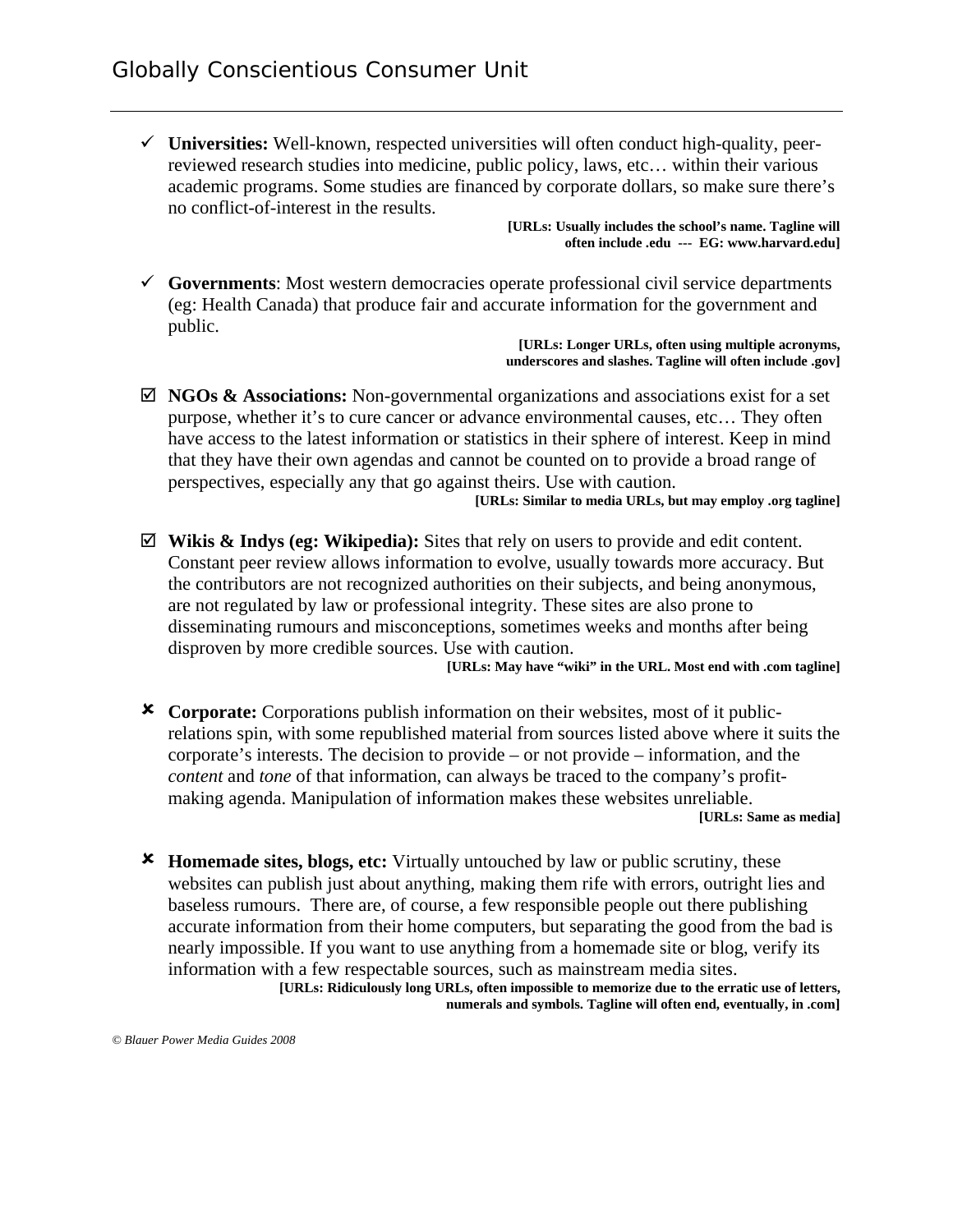- ✓ **Universities:** Well-known, respected universities will often conduct high-quality, peer-reviewed research studies into medicine, public policy, laws, etc… within their various academic programs. Some studies are financed by corporate dollars, so make sure there's no conflict-of-interest in the results.

  **[URLs: Usually includes the school's name. Tagline will often include .edu --- EG: www.harvard.edu]**

- ✓ **Governments**: Most western democracies operate professional civil service departments (eg: Health Canada) that produce fair and accurate information for the government and public.

  **[URLs: Longer URLs, often using multiple acronyms, underscores and slashes. Tagline will often include .gov]**

- ☑ **NGOs & Associations:** Non-governmental organizations and associations exist for a set purpose, whether it's to cure cancer or advance environmental causes, etc… They often have access to the latest information or statistics in their sphere of interest. Keep in mind that they have their own agendas and cannot be counted on to provide a broad range of perspectives, especially any that go against theirs. Use with caution.

  **[URLs: Similar to media URLs, but may employ .org tagline]**

- ☑ **Wikis & Indys (eg: Wikipedia):** Sites that rely on users to provide and edit content. Constant peer review allows information to evolve, usually towards more accuracy. But the contributors are not recognized authorities on their subjects, and being anonymous, are not regulated by law or professional integrity. These sites are also prone to disseminating rumours and misconceptions, sometimes weeks and months after being disproven by more credible sources. Use with caution.

  **[URLs: May have "wiki" in the URL. Most end with .com tagline]**

- ✗ **Corporate:** Corporations publish information on their websites, most of it public-relations spin, with some republished material from sources listed above where it suits the corporate's interests. The decision to provide – or not provide – information, and the *content* and *tone* of that information, can always be traced to the company's profit-making agenda. Manipulation of information makes these websites unreliable.

  **[URLs: Same as media]**

- ✗ **Homemade sites, blogs, etc:** Virtually untouched by law or public scrutiny, these websites can publish just about anything, making them rife with errors, outright lies and baseless rumours. There are, of course, a few responsible people out there publishing accurate information from their home computers, but separating the good from the bad is nearly impossible. If you want to use anything from a homemade site or blog, verify its information with a few respectable sources, such as mainstream media sites.

  **[URLs: Ridiculously long URLs, often impossible to memorize due to the erratic use of letters, numerals and symbols. Tagline will often end, eventually, in .com]**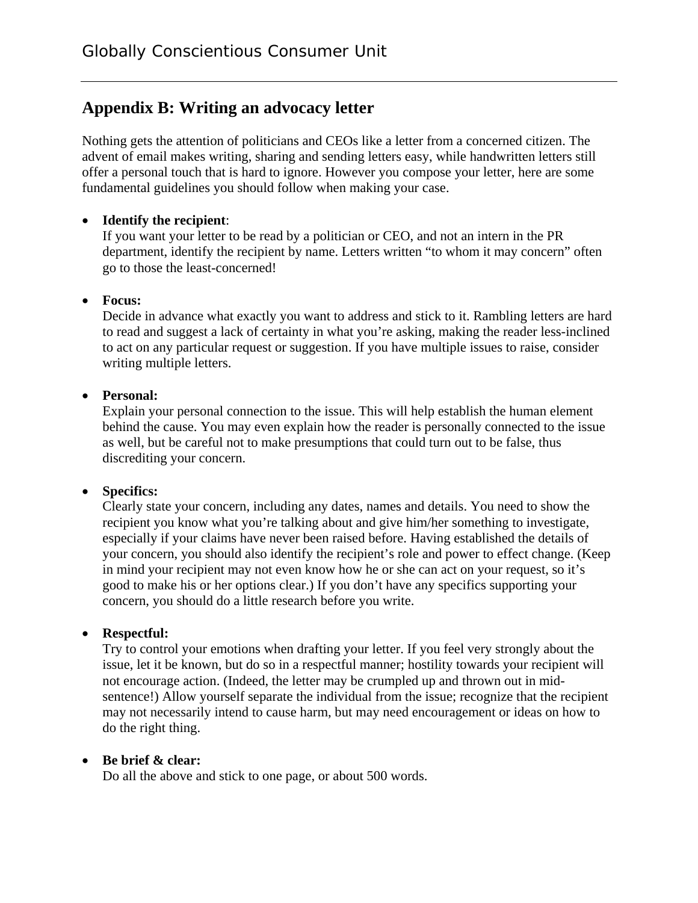## Appendix B: Writing an advocacy letter

Nothing gets the attention of politicians and CEOs like a letter from a concerned citizen. The advent of email makes writing, sharing and sending letters easy, while handwritten letters still offer a personal touch that is hard to ignore. However you compose your letter, here are some fundamental guidelines you should follow when making your case.

- **Identify the recipient**:
  If you want your letter to be read by a politician or CEO, and not an intern in the PR department, identify the recipient by name. Letters written "to whom it may concern" often go to those the least-concerned!

- **Focus:**
  Decide in advance what exactly you want to address and stick to it. Rambling letters are hard to read and suggest a lack of certainty in what you're asking, making the reader less-inclined to act on any particular request or suggestion. If you have multiple issues to raise, consider writing multiple letters.

- **Personal:**
  Explain your personal connection to the issue. This will help establish the human element behind the cause. You may even explain how the reader is personally connected to the issue as well, but be careful not to make presumptions that could turn out to be false, thus discrediting your concern.

- **Specifics:**
  Clearly state your concern, including any dates, names and details. You need to show the recipient you know what you're talking about and give him/her something to investigate, especially if your claims have never been raised before. Having established the details of your concern, you should also identify the recipient's role and power to effect change. (Keep in mind your recipient may not even know how he or she can act on your request, so it's good to make his or her options clear.) If you don't have any specifics supporting your concern, you should do a little research before you write.

- **Respectful:**
  Try to control your emotions when drafting your letter. If you feel very strongly about the issue, let it be known, but do so in a respectful manner; hostility towards your recipient will not encourage action. (Indeed, the letter may be crumpled up and thrown out in mid-sentence!) Allow yourself separate the individual from the issue; recognize that the recipient may not necessarily intend to cause harm, but may need encouragement or ideas on how to do the right thing.

- **Be brief & clear:**
  Do all the above and stick to one page, or about 500 words.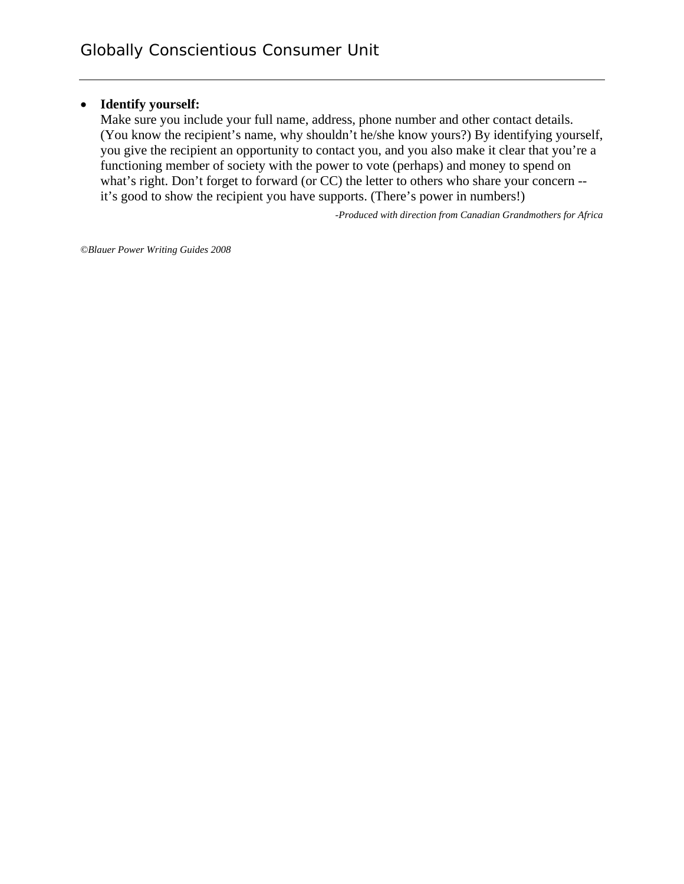- **Identify yourself:**
  Make sure you include your full name, address, phone number and other contact details. (You know the recipient's name, why shouldn't he/she know yours?) By identifying yourself, you give the recipient an opportunity to contact you, and you also make it clear that you're a functioning member of society with the power to vote (perhaps) and money to spend on what's right. Don't forget to forward (or CC) the letter to others who share your concern -- it's good to show the recipient you have supports. (There's power in numbers!)

*-Produced with direction from Canadian Grandmothers for Africa*

*©Blauer Power Writing Guides 2008*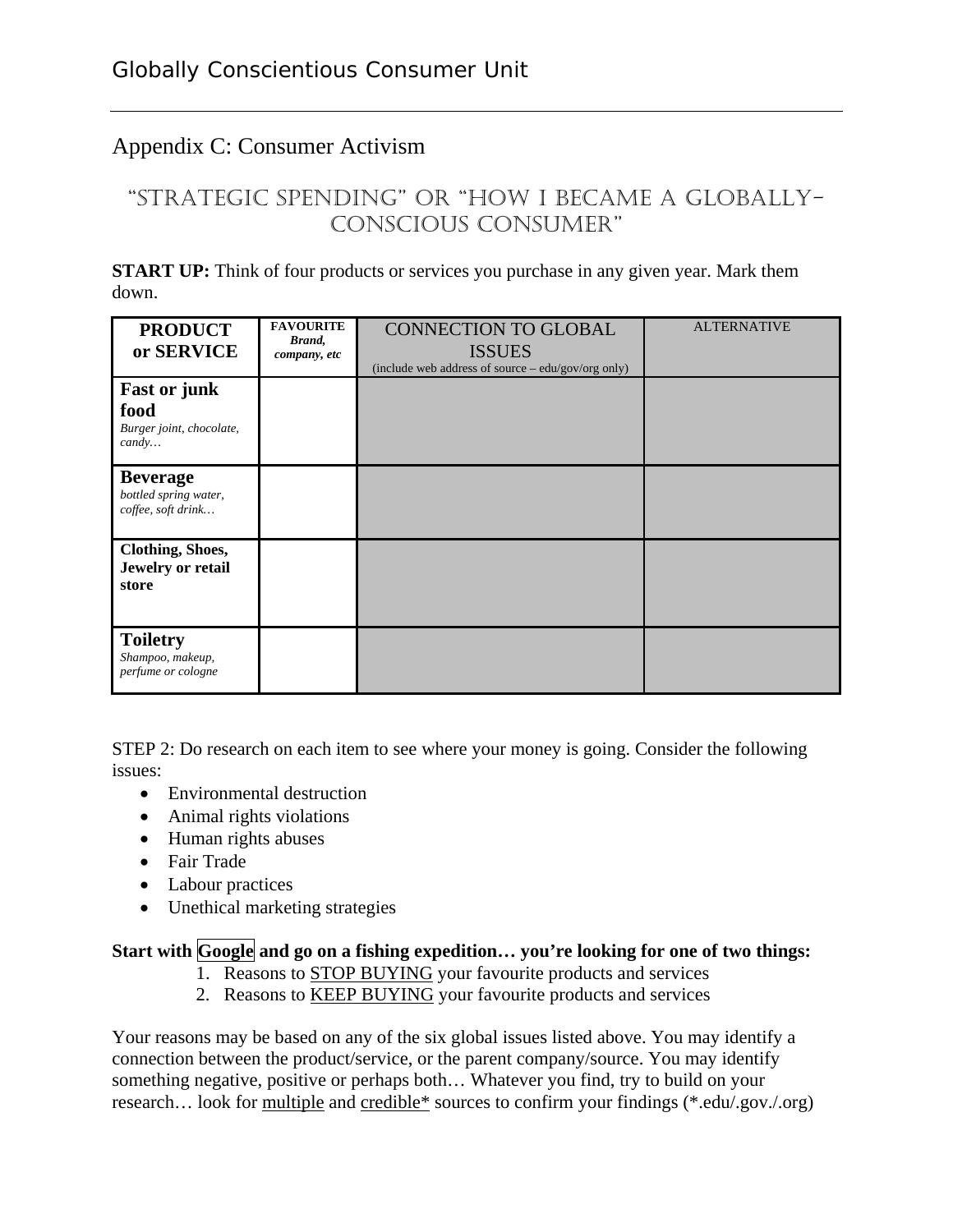## Appendix C: Consumer Activism

### "Strategic Spending" or "How I Became a Globally-Conscious Consumer"

**START UP:** Think of four products or services you purchase in any given year. Mark them down.

| **PRODUCT or SERVICE** | **FAVOURITE** *Brand, company, etc* | CONNECTION TO GLOBAL ISSUES (include web address of source – edu/gov/org only) | ALTERNATIVE |
|---|---|---|---|
| **Fast or junk food** *Burger joint, chocolate, candy…* | | | |
| **Beverage** *bottled spring water, coffee, soft drink…* | | | |
| **Clothing, Shoes, Jewelry or retail store** | | | |
| **Toiletry** *Shampoo, makeup, perfume or cologne* | | | |

STEP 2: Do research on each item to see where your money is going. Consider the following issues:

- Environmental destruction
- Animal rights violations
- Human rights abuses
- Fair Trade
- Labour practices
- Unethical marketing strategies

**Start with Google and go on a fishing expedition… you're looking for one of two things:**

1. Reasons to STOP BUYING your favourite products and services
2. Reasons to KEEP BUYING your favourite products and services

Your reasons may be based on any of the six global issues listed above. You may identify a connection between the product/service, or the parent company/source. You may identify something negative, positive or perhaps both… Whatever you find, try to build on your research… look for multiple and credible* sources to confirm your findings (*.edu/.gov./.org)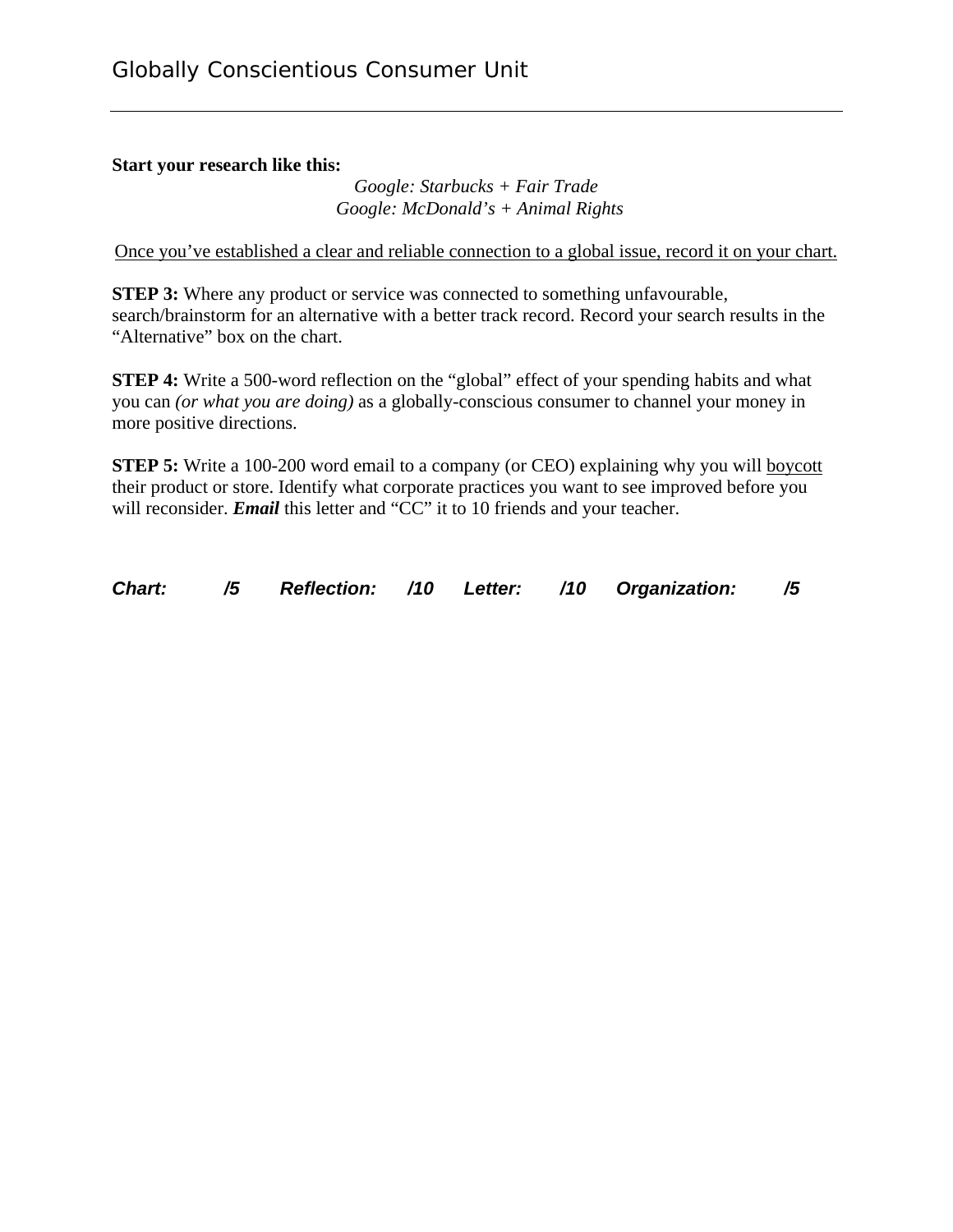**Start your research like this:**

*Google: Starbucks + Fair Trade*
*Google: McDonald's + Animal Rights*

<u>Once you've established a clear and reliable connection to a global issue, record it on your chart.</u>

**STEP 3:** Where any product or service was connected to something unfavourable, search/brainstorm for an alternative with a better track record. Record your search results in the "Alternative" box on the chart.

**STEP 4:** Write a 500-word reflection on the "global" effect of your spending habits and what you can *(or what you are doing)* as a globally-conscious consumer to channel your money in more positive directions.

**STEP 5:** Write a 100-200 word email to a company (or CEO) explaining why you will <u>boycott</u> their product or store. Identify what corporate practices you want to see improved before you will reconsider. ***Email*** this letter and "CC" it to 10 friends and your teacher.

***Chart: /5 Reflection: /10 Letter: /10 Organization: /5***